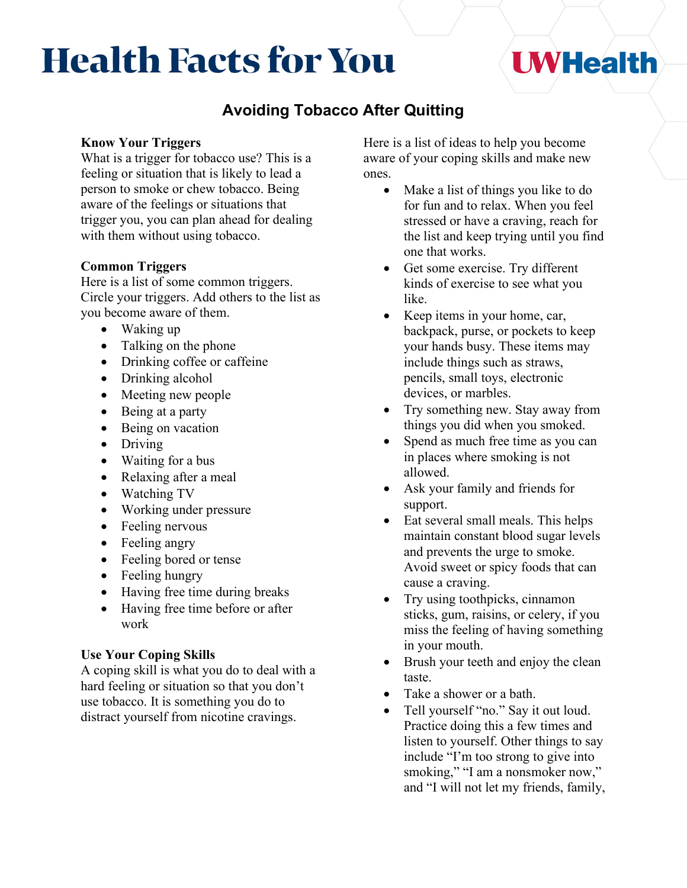# Health Facts for You

## Avoiding Tobacco After Quitting

**Know Your Triggers**
What is a trigger for tobacco use? This is a feeling or situation that is likely to lead a person to smoke or chew tobacco. Being aware of the feelings or situations that trigger you, you can plan ahead for dealing with them without using tobacco.

**Common Triggers**
Here is a list of some common triggers. Circle your triggers. Add others to the list as you become aware of them.

- Waking up
- Talking on the phone
- Drinking coffee or caffeine
- Drinking alcohol
- Meeting new people
- Being at a party
- Being on vacation
- Driving
- Waiting for a bus
- Relaxing after a meal
- Watching TV
- Working under pressure
- Feeling nervous
- Feeling angry
- Feeling bored or tense
- Feeling hungry
- Having free time during breaks
- Having free time before or after work

**Use Your Coping Skills**
A coping skill is what you do to deal with a hard feeling or situation so that you don't use tobacco. It is something you do to distract yourself from nicotine cravings.

Here is a list of ideas to help you become aware of your coping skills and make new ones.

- Make a list of things you like to do for fun and to relax. When you feel stressed or have a craving, reach for the list and keep trying until you find one that works.
- Get some exercise. Try different kinds of exercise to see what you like.
- Keep items in your home, car, backpack, purse, or pockets to keep your hands busy. These items may include things such as straws, pencils, small toys, electronic devices, or marbles.
- Try something new. Stay away from things you did when you smoked.
- Spend as much free time as you can in places where smoking is not allowed.
- Ask your family and friends for support.
- Eat several small meals. This helps maintain constant blood sugar levels and prevents the urge to smoke. Avoid sweet or spicy foods that can cause a craving.
- Try using toothpicks, cinnamon sticks, gum, raisins, or celery, if you miss the feeling of having something in your mouth.
- Brush your teeth and enjoy the clean taste.
- Take a shower or a bath.
- Tell yourself "no." Say it out loud. Practice doing this a few times and listen to yourself. Other things to say include "I'm too strong to give into smoking," "I am a nonsmoker now," and "I will not let my friends, family,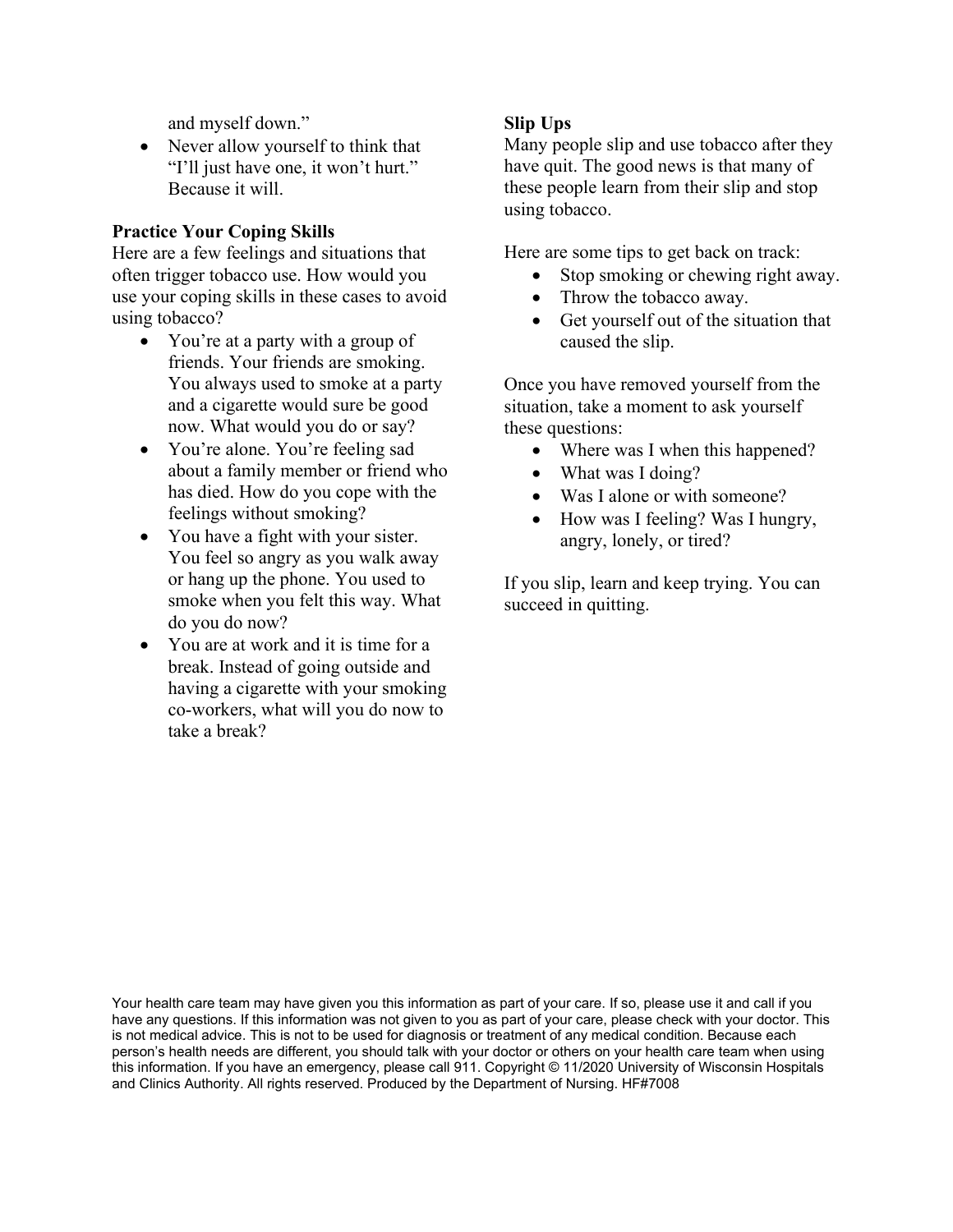and myself down."

- Never allow yourself to think that "I'll just have one, it won't hurt." Because it will.

**Practice Your Coping Skills**

Here are a few feelings and situations that often trigger tobacco use. How would you use your coping skills in these cases to avoid using tobacco?

- You're at a party with a group of friends. Your friends are smoking. You always used to smoke at a party and a cigarette would sure be good now. What would you do or say?
- You're alone. You're feeling sad about a family member or friend who has died. How do you cope with the feelings without smoking?
- You have a fight with your sister. You feel so angry as you walk away or hang up the phone. You used to smoke when you felt this way. What do you do now?
- You are at work and it is time for a break. Instead of going outside and having a cigarette with your smoking co-workers, what will you do now to take a break?

**Slip Ups**

Many people slip and use tobacco after they have quit. The good news is that many of these people learn from their slip and stop using tobacco.

Here are some tips to get back on track:

- Stop smoking or chewing right away.
- Throw the tobacco away.
- Get yourself out of the situation that caused the slip.

Once you have removed yourself from the situation, take a moment to ask yourself these questions:

- Where was I when this happened?
- What was I doing?
- Was I alone or with someone?
- How was I feeling? Was I hungry, angry, lonely, or tired?

If you slip, learn and keep trying. You can succeed in quitting.

Your health care team may have given you this information as part of your care. If so, please use it and call if you have any questions. If this information was not given to you as part of your care, please check with your doctor. This is not medical advice. This is not to be used for diagnosis or treatment of any medical condition. Because each person's health needs are different, you should talk with your doctor or others on your health care team when using this information. If you have an emergency, please call 911. Copyright © 11/2020 University of Wisconsin Hospitals and Clinics Authority. All rights reserved. Produced by the Department of Nursing. HF#7008